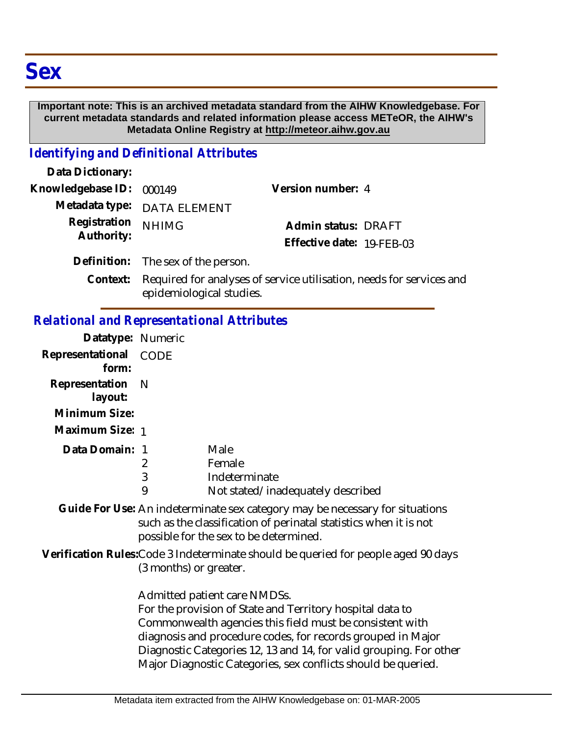# Sex

**Important note: This is an archived metadata standard from the AIHW Knowledgebase. For current metadata standards and related information please access METeOR, the AIHW's Metadata Online Registry at http://meteor.aihw.gov.au**

## *Identifying and Definitional Attributes*

**Data Dictionary:**

**Knowledgebase ID:** 000149

**Version number:** 4

**Metadata type:** DATA ELEMENT

**Registration Authority:** NHIMG

**Admin status:** DRAFT

**Effective date:** 19-FEB-03

**Definition:** The sex of the person.

**Context:** Required for analyses of service utilisation, needs for services and epidemiological studies.

## *Relational and Representational Attributes*

**Datatype:** Numeric

**Representational form:** CODE

**Representation layout:** N

**Minimum Size:**

**Maximum Size:** 1

**Data Domain:**

| Code | Description |
|---|---|
| 1 | Male |
| 2 | Female |
| 3 | Indeterminate |
| 9 | Not stated/inadequately described |

**Guide For Use:** An indeterminate sex category may be necessary for situations such as the classification of perinatal statistics when it is not possible for the sex to be determined.

**Verification Rules:** Code 3 Indeterminate should be queried for people aged 90 days (3 months) or greater.

Admitted patient care NMDSs.
For the provision of State and Territory hospital data to Commonwealth agencies this field must be consistent with diagnosis and procedure codes, for records grouped in Major Diagnostic Categories 12, 13 and 14, for valid grouping. For other Major Diagnostic Categories, sex conflicts should be queried.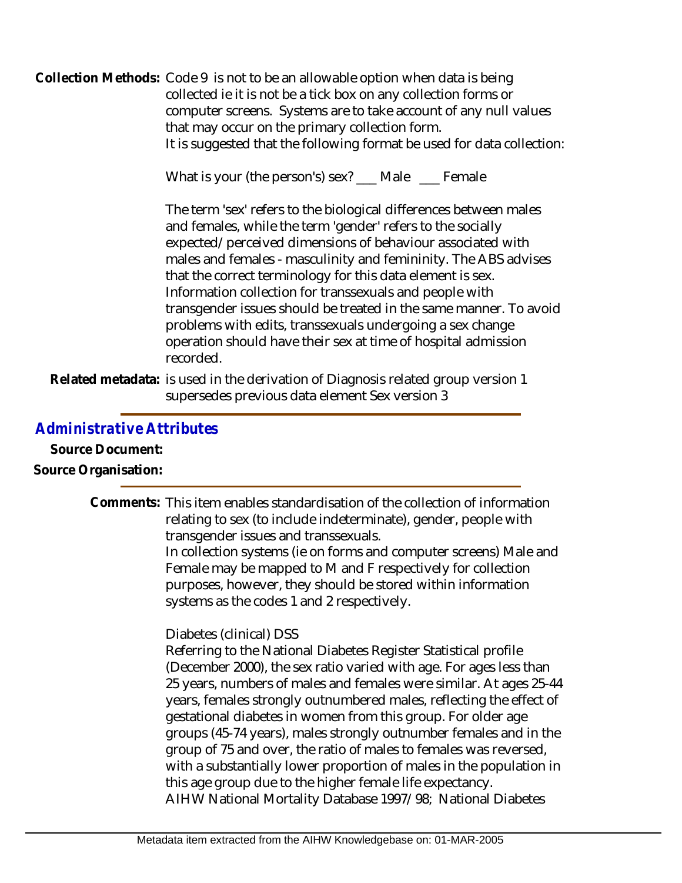**Collection Methods:** Code 9 is not to be an allowable option when data is being collected ie it is not be a tick box on any collection forms or computer screens. Systems are to take account of any null values that may occur on the primary collection form.
It is suggested that the following format be used for data collection:

What is your (the person's) sex? ___ Male ___ Female

The term 'sex' refers to the biological differences between males and females, while the term 'gender' refers to the socially expected/perceived dimensions of behaviour associated with males and females - masculinity and femininity. The ABS advises that the correct terminology for this data element is sex. Information collection for transsexuals and people with transgender issues should be treated in the same manner. To avoid problems with edits, transsexuals undergoing a sex change operation should have their sex at time of hospital admission recorded.

**Related metadata:** is used in the derivation of Diagnosis related group version 1
supersedes previous data element Sex version 3

## *Administrative Attributes*

**Source Document:**

**Source Organisation:**

**Comments:** This item enables standardisation of the collection of information relating to sex (to include indeterminate), gender, people with transgender issues and transsexuals.
In collection systems (ie on forms and computer screens) Male and Female may be mapped to M and F respectively for collection purposes, however, they should be stored within information systems as the codes 1 and 2 respectively.

Diabetes (clinical) DSS
Referring to the National Diabetes Register Statistical profile (December 2000), the sex ratio varied with age. For ages less than 25 years, numbers of males and females were similar. At ages 25-44 years, females strongly outnumbered males, reflecting the effect of gestational diabetes in women from this group. For older age groups (45-74 years), males strongly outnumber females and in the group of 75 and over, the ratio of males to females was reversed, with a substantially lower proportion of males in the population in this age group due to the higher female life expectancy.
AIHW National Mortality Database 1997/98; National Diabetes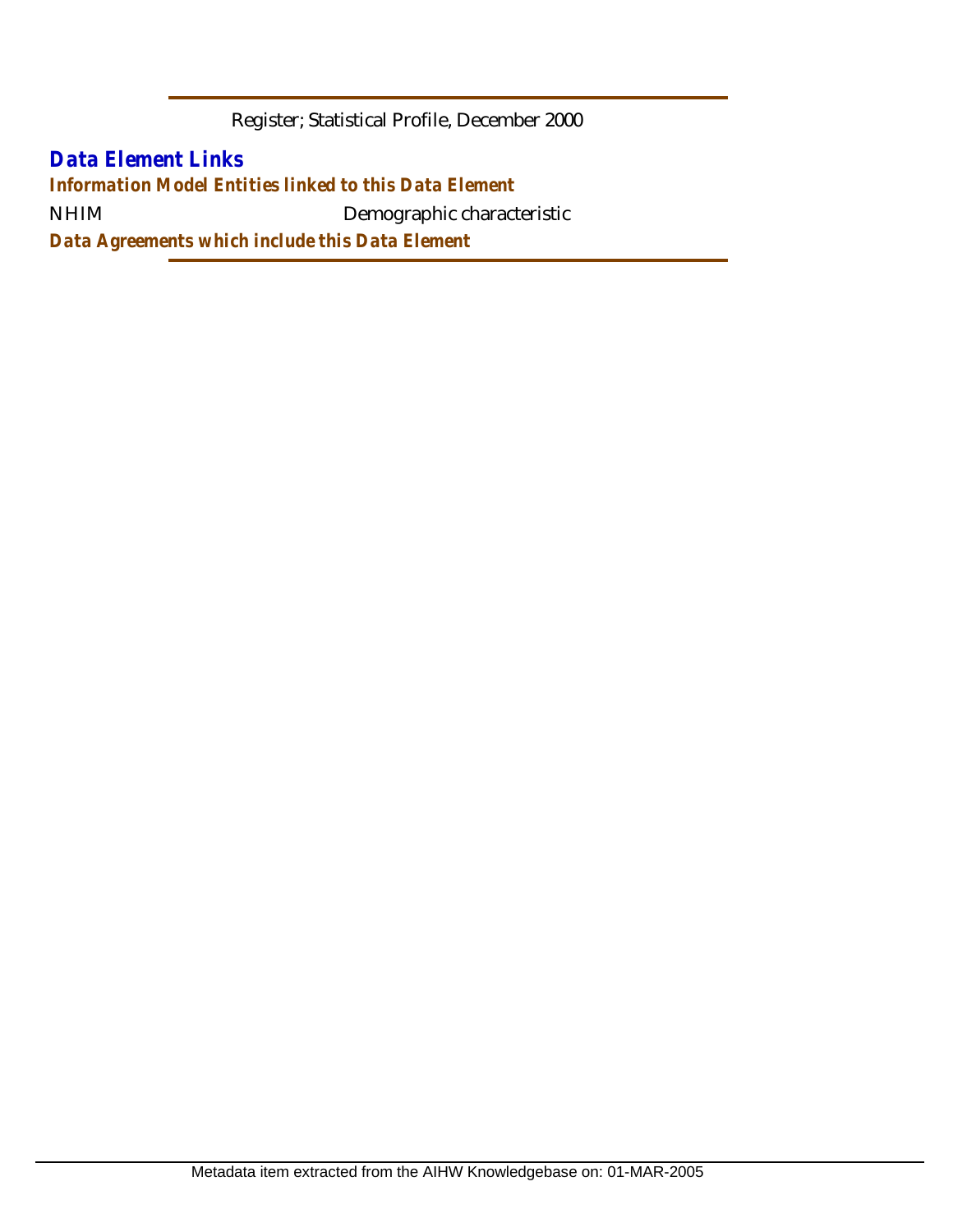Register; Statistical Profile, December 2000

## Data Element Links

***Information Model Entities linked to this Data Element***

| | |
|---|---|
| NHIM | Demographic characteristic |

***Data Agreements which include this Data Element***